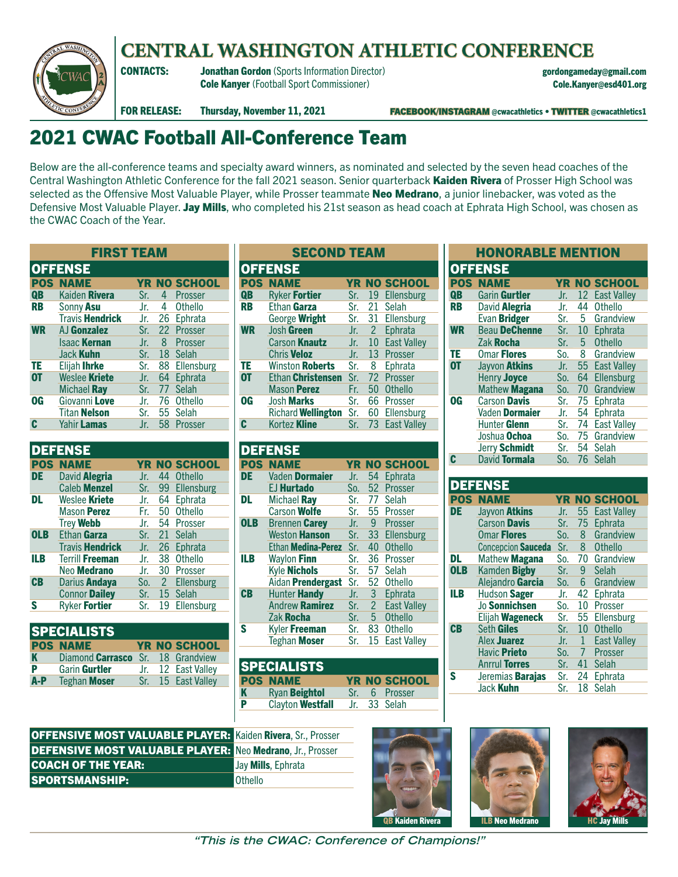# CENTRAL WASHINGTON ATHLETIC CONFERENCE

**CONTACTS:** **Jonathan Gordon** (Sports Information Director) — gordongameday@gmail.com
**Cole Kanyer** (Football Sport Commissioner) — Cole.Kanyer@esd401.org

**FOR RELEASE:** Thursday, November 11, 2021

FACEBOOK/INSTAGRAM @cwacathletics • TWITTER @cwacathletics1

## 2021 CWAC Football All-Conference Team

Below are the all-conference teams and specialty award winners, as nominated and selected by the seven head coaches of the Central Washington Athletic Conference for the fall 2021 season. Senior quarterback **Kaiden Rivera** of Prosser High School was selected as the Offensive Most Valuable Player, while Prosser teammate **Neo Medrano**, a junior linebacker, was voted as the Defensive Most Valuable Player. **Jay Mills**, who completed his 21st season as head coach at Ephrata High School, was chosen as the CWAC Coach of the Year.

### FIRST TEAM

#### OFFENSE

| POS | NAME | YR | NO | SCHOOL |
|---|---|---|---|---|
| QB | Kaiden **Rivera** | Sr. | 4 | Prosser |
| RB | Sonny **Asu** | Jr. | 4 | Othello |
| | Travis **Hendrick** | Jr. | 26 | Ephrata |
| WR | AJ **Gonzalez** | Sr. | 22 | Prosser |
| | Isaac **Kernan** | Jr. | 8 | Prosser |
| | Jack **Kuhn** | Sr. | 18 | Selah |
| TE | Elijah **Ihrke** | Sr. | 88 | Ellensburg |
| OT | Weslee **Kriete** | Jr. | 64 | Ephrata |
| | Michael **Ray** | Sr. | 77 | Selah |
| OG | Giovanni **Love** | Jr. | 76 | Othello |
| | Titan **Nelson** | Sr. | 55 | Selah |
| C | Yahir **Lamas** | Jr. | 58 | Prosser |

#### DEFENSE

| POS | NAME | YR | NO | SCHOOL |
|---|---|---|---|---|
| DE | David **Alegria** | Jr. | 44 | Othello |
| | Caleb **Menzel** | Sr. | 99 | Ellensburg |
| DL | Weslee **Kriete** | Jr. | 64 | Ephrata |
| | Mason **Perez** | Fr. | 50 | Othello |
| | Trey **Webb** | Jr. | 54 | Prosser |
| OLB | Ethan **Garza** | Sr. | 21 | Selah |
| | Travis **Hendrick** | Jr. | 26 | Ephrata |
| ILB | Terrill **Freeman** | Jr. | 38 | Othello |
| | Neo **Medrano** | Jr. | 30 | Prosser |
| CB | Darius **Andaya** | So. | 2 | Ellensburg |
| | Connor **Dailey** | Sr. | 15 | Selah |
| S | Ryker **Fortier** | Sr. | 19 | Ellensburg |

#### SPECIALISTS

| POS | NAME | YR | NO | SCHOOL |
|---|---|---|---|---|
| K | Diamond **Carrasco** | Sr. | 18 | Grandview |
| P | Garin **Gurtler** | Jr. | 12 | East Valley |
| A-P | Teghan **Moser** | Sr. | 15 | East Valley |

### SECOND TEAM

#### OFFENSE

| POS | NAME | YR | NO | SCHOOL |
|---|---|---|---|---|
| QB | Ryker **Fortier** | Sr. | 19 | Ellensburg |
| RB | Ethan **Garza** | Sr. | 21 | Selah |
| | George **Wright** | Sr. | 31 | Ellensburg |
| WR | Josh **Green** | Jr. | 2 | Ephrata |
| | Carson **Knautz** | Jr. | 10 | East Valley |
| | Chris **Veloz** | Jr. | 13 | Prosser |
| TE | Winston **Roberts** | Sr. | 8 | Ephrata |
| OT | Ethan **Christensen** | Sr. | 72 | Prosser |
| | Mason **Perez** | Fr. | 50 | Othello |
| OG | Josh **Marks** | Sr. | 66 | Prosser |
| | Richard **Wellington** | Sr. | 60 | Ellensburg |
| C | Kortez **Kline** | Sr. | 73 | East Valley |

#### DEFENSE

| POS | NAME | YR | NO | SCHOOL |
|---|---|---|---|---|
| DE | Vaden **Dormaier** | Jr. | 54 | Ephrata |
| | EJ **Hurtado** | So. | 52 | Prosser |
| DL | Michael **Ray** | Sr. | 77 | Selah |
| | Carson **Wolfe** | Sr. | 55 | Prosser |
| OLB | Brennen **Carey** | Jr. | 9 | Prosser |
| | Weston **Hanson** | Sr. | 33 | Ellensburg |
| | Ethan **Medina-Perez** | Sr. | 40 | Othello |
| ILB | Waylon **Finn** | Sr. | 36 | Prosser |
| | Kyle **Nichols** | Sr. | 57 | Selah |
| | Aidan **Prendergast** | Sr. | 52 | Othello |
| CB | Hunter **Handy** | Jr. | 3 | Ephrata |
| | Andrew **Ramirez** | Sr. | 2 | East Valley |
| | Zak **Rocha** | Sr. | 5 | Othello |
| S | Kyler **Freeman** | Sr. | 83 | Othello |
| | Teghan **Moser** | Sr. | 15 | East Valley |

#### SPECIALISTS

| POS | NAME | YR | NO | SCHOOL |
|---|---|---|---|---|
| K | Ryan **Beightol** | Sr. | 6 | Prosser |
| P | Clayton **Westfall** | Jr. | 33 | Selah |

### HONORABLE MENTION

#### OFFENSE

| POS | NAME | YR | NO | SCHOOL |
|---|---|---|---|---|
| QB | Garin **Gurtler** | Jr. | 12 | East Valley |
| RB | David **Alegria** | Jr. | 44 | Othello |
| | Evan **Bridger** | Sr. | 5 | Grandview |
| WR | Beau **DeChenne** | Sr. | 10 | Ephrata |
| | Zak **Rocha** | Sr. | 5 | Othello |
| TE | Omar **Flores** | So. | 8 | Grandview |
| OT | Jayvon **Atkins** | Jr. | 55 | East Valley |
| | Henry **Joyce** | So. | 64 | Ellensburg |
| | Mathew **Magana** | So. | 70 | Grandview |
| OG | Carson **Davis** | Sr. | 75 | Ephrata |
| | Vaden **Dormaier** | Jr. | 54 | Ephrata |
| | Hunter **Glenn** | Sr. | 74 | East Valley |
| | Joshua **Ochoa** | So. | 75 | Grandview |
| | Jerry **Schmidt** | Sr. | 54 | Selah |
| C | David **Tormala** | So. | 76 | Selah |

#### DEFENSE

| POS | NAME | YR | NO | SCHOOL |
|---|---|---|---|---|
| DE | Jayvon **Atkins** | Jr. | 55 | East Valley |
| | Carson **Davis** | Sr. | 75 | Ephrata |
| | Omar **Flores** | So. | 8 | Grandview |
| | Concepcion **Sauceda** | Sr. | 8 | Othello |
| DL | Mathew **Magana** | So. | 70 | Grandview |
| OLB | Kamden **Bigby** | Sr. | 9 | Selah |
| | Alejandro **Garcia** | So. | 6 | Grandview |
| ILB | Hudson **Sager** | Jr. | 42 | Ephrata |
| | Jo **Sonnichsen** | So. | 10 | Prosser |
| | Elijah **Wageneck** | Sr. | 55 | Ellensburg |
| CB | Seth **Giles** | Sr. | 10 | Othello |
| | Alex **Juarez** | Jr. | 1 | East Valley |
| | Havic **Prieto** | So. | 7 | Prosser |
| | Anrrul **Torres** | Sr. | 41 | Selah |
| S | Jeremias **Barajas** | Sr. | 24 | Ephrata |
| | Jack **Kuhn** | Sr. | 18 | Selah |

| | |
|---|---|
| **OFFENSIVE MOST VALUABLE PLAYER:** | Kaiden **Rivera**, Sr., Prosser |
| **DEFENSIVE MOST VALUABLE PLAYER:** | Neo **Medrano**, Jr., Prosser |
| **COACH OF THE YEAR:** | Jay **Mills**, Ephrata |
| **SPORTSMANSHIP:** | Othello |

QB Kaiden Rivera

ILB Neo Medrano

HC Jay Mills

*"This is the CWAC: Conference of Champions!"*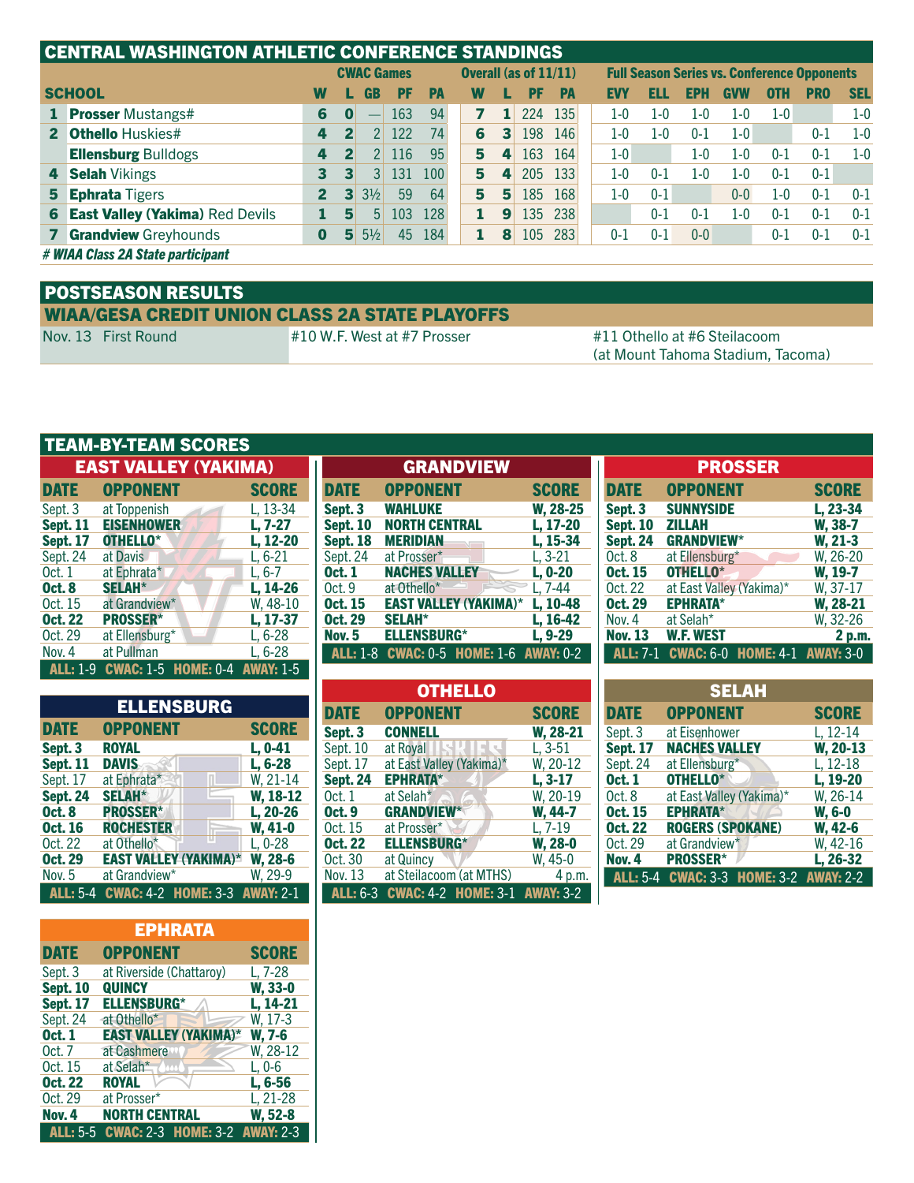## CENTRAL WASHINGTON ATHLETIC CONFERENCE STANDINGS

| | SCHOOL | CWAC Games W | L | GB | PF | PA | Overall (as of 11/11) W | L | PF | PA | Full Season Series vs. Conference Opponents EVY | ELL | EPH | GVW | OTH | PRO | SEL |
|---|---|---|---|---|---|---|---|---|---|---|---|---|---|---|---|---|---|
| 1 | **Prosser** Mustangs# | 6 | 0 | — | 163 | 94 | 7 | 1 | 224 | 135 | 1-0 | 1-0 | 1-0 | 1-0 | 1-0 | | 1-0 |
| 2 | **Othello** Huskies# | 4 | 2 | 2 | 122 | 74 | 6 | 3 | 198 | 146 | 1-0 | 1-0 | 0-1 | 1-0 | | 0-1 | 1-0 |
| | **Ellensburg** Bulldogs | 4 | 2 | 2 | 116 | 95 | 5 | 4 | 163 | 164 | 1-0 | | 1-0 | 1-0 | 0-1 | 0-1 | 1-0 |
| 4 | **Selah** Vikings | 3 | 3 | 3 | 131 | 100 | 5 | 4 | 205 | 133 | 1-0 | 0-1 | 1-0 | 1-0 | 0-1 | 0-1 | |
| 5 | **Ephrata** Tigers | 2 | 3 | 3½ | 59 | 64 | 5 | 5 | 185 | 168 | 1-0 | 0-1 | | 0-0 | 1-0 | 0-1 | 0-1 |
| 6 | **East Valley (Yakima)** Red Devils | 1 | 5 | 5 | 103 | 128 | 1 | 9 | 135 | 238 | | 0-1 | 0-1 | 1-0 | 0-1 | 0-1 | 0-1 |
| 7 | **Grandview** Greyhounds | 0 | 5 | 5½ | 45 | 184 | 1 | 8 | 105 | 283 | 0-1 | 0-1 | 0-0 | | 0-1 | 0-1 | 0-1 |

***# WIAA Class 2A State participant***

## POSTSEASON RESULTS

### WIAA/GESA CREDIT UNION CLASS 2A STATE PLAYOFFS

| | | | |
|---|---|---|---|
| Nov. 13 | First Round | #10 W.F. West at #7 Prosser | #11 Othello at #6 Steilacoom (at Mount Tahoma Stadium, Tacoma) |

## TEAM-BY-TEAM SCORES

### EAST VALLEY (YAKIMA)

| DATE | OPPONENT | SCORE |
|---|---|---|
| Sept. 3 | at Toppenish | L, 13-34 |
| **Sept. 11** | **EISENHOWER** | **L, 7-27** |
| **Sept. 17** | **OTHELLO*** | **L, 12-20** |
| Sept. 24 | at Davis | L, 6-21 |
| Oct. 1 | at Ephrata* | L, 6-7 |
| **Oct. 8** | **SELAH*** | **L, 14-26** |
| Oct. 15 | at Grandview* | W, 48-10 |
| **Oct. 22** | **PROSSER*** | **L, 17-37** |
| Oct. 29 | at Ellensburg* | L, 6-28 |
| Nov. 4 | at Pullman | L, 6-28 |

**ALL: 1-9 CWAC: 1-5 HOME: 0-4 AWAY: 1-5**

### ELLENSBURG

| DATE | OPPONENT | SCORE |
|---|---|---|
| **Sept. 3** | **ROYAL** | **L, 0-41** |
| **Sept. 11** | **DAVIS** | **L, 6-28** |
| Sept. 17 | at Ephrata* | W, 21-14 |
| **Sept. 24** | **SELAH*** | **W, 18-12** |
| **Oct. 8** | **PROSSER*** | **L, 20-26** |
| **Oct. 16** | **ROCHESTER** | **W, 41-0** |
| Oct. 22 | at Othello* | L, 0-28 |
| **Oct. 29** | **EAST VALLEY (YAKIMA)*** | **W, 28-6** |
| Nov. 5 | at Grandview* | W, 29-9 |

**ALL: 5-4 CWAC: 4-2 HOME: 3-3 AWAY: 2-1**

### EPHRATA

| DATE | OPPONENT | SCORE |
|---|---|---|
| Sept. 3 | at Riverside (Chattaroy) | L, 7-28 |
| **Sept. 10** | **QUINCY** | **W, 33-0** |
| **Sept. 17** | **ELLENSBURG*** | **L, 14-21** |
| Sept. 24 | at Othello* | W, 17-3 |
| **Oct. 1** | **EAST VALLEY (YAKIMA)*** | **W, 7-6** |
| Oct. 7 | at Cashmere | W, 28-12 |
| Oct. 15 | at Selah* | L, 0-6 |
| **Oct. 22** | **ROYAL** | **L, 6-56** |
| Oct. 29 | at Prosser* | L, 21-28 |
| **Nov. 4** | **NORTH CENTRAL** | **W, 52-8** |

**ALL: 5-5 CWAC: 2-3 HOME: 3-2 AWAY: 2-3**

### GRANDVIEW

| DATE | OPPONENT | SCORE |
|---|---|---|
| **Sept. 3** | **WAHLUKE** | **W, 28-25** |
| **Sept. 10** | **NORTH CENTRAL** | **L, 17-20** |
| **Sept. 18** | **MERIDIAN** | **L, 15-34** |
| Sept. 24 | at Prosser* | L, 3-21 |
| **Oct. 1** | **NACHES VALLEY** | **L, 0-20** |
| Oct. 9 | at Othello* | L, 7-44 |
| **Oct. 15** | **EAST VALLEY (YAKIMA)*** | **L, 10-48** |
| **Oct. 29** | **SELAH*** | **L, 16-42** |
| **Nov. 5** | **ELLENSBURG*** | **L, 9-29** |

**ALL: 1-8 CWAC: 0-5 HOME: 1-6 AWAY: 0-2**

### OTHELLO

| DATE | OPPONENT | SCORE |
|---|---|---|
| **Sept. 3** | **CONNELL** | **W, 28-21** |
| Sept. 10 | at Royal | L, 3-51 |
| Sept. 17 | at East Valley (Yakima)* | W, 20-12 |
| **Sept. 24** | **EPHRATA*** | **L, 3-17** |
| Oct. 1 | at Selah* | W, 20-19 |
| **Oct. 9** | **GRANDVIEW*** | **W, 44-7** |
| Oct. 15 | at Prosser* | L, 7-19 |
| **Oct. 22** | **ELLENSBURG*** | **W, 28-0** |
| Oct. 30 | at Quincy | W, 45-0 |
| Nov. 13 | at Steilacoom (at MTHS) | 4 p.m. |

**ALL: 6-3 CWAC: 4-2 HOME: 3-1 AWAY: 3-2**

### PROSSER

| DATE | OPPONENT | SCORE |
|---|---|---|
| **Sept. 3** | **SUNNYSIDE** | **L, 23-34** |
| **Sept. 10** | **ZILLAH** | **W, 38-7** |
| **Sept. 24** | **GRANDVIEW*** | **W, 21-3** |
| Oct. 8 | at Ellensburg* | W, 26-20 |
| **Oct. 15** | **OTHELLO*** | **W, 19-7** |
| Oct. 22 | at East Valley (Yakima)* | W, 37-17 |
| **Oct. 29** | **EPHRATA*** | **W, 28-21** |
| Nov. 4 | at Selah* | W, 32-26 |
| **Nov. 13** | **W.F. WEST** | **2 p.m.** |

**ALL: 7-1 CWAC: 6-0 HOME: 4-1 AWAY: 3-0**

### SELAH

| DATE | OPPONENT | SCORE |
|---|---|---|
| Sept. 3 | at Eisenhower | L, 12-14 |
| **Sept. 17** | **NACHES VALLEY** | **W, 20-13** |
| Sept. 24 | at Ellensburg* | L, 12-18 |
| **Oct. 1** | **OTHELLO*** | **L, 19-20** |
| Oct. 8 | at East Valley (Yakima)* | W, 26-14 |
| **Oct. 15** | **EPHRATA*** | **W, 6-0** |
| **Oct. 22** | **ROGERS (SPOKANE)** | **W, 42-6** |
| Oct. 29 | at Grandview* | W, 42-16 |
| **Nov. 4** | **PROSSER*** | **L, 26-32** |

**ALL: 5-4 CWAC: 3-3 HOME: 3-2 AWAY: 2-2**